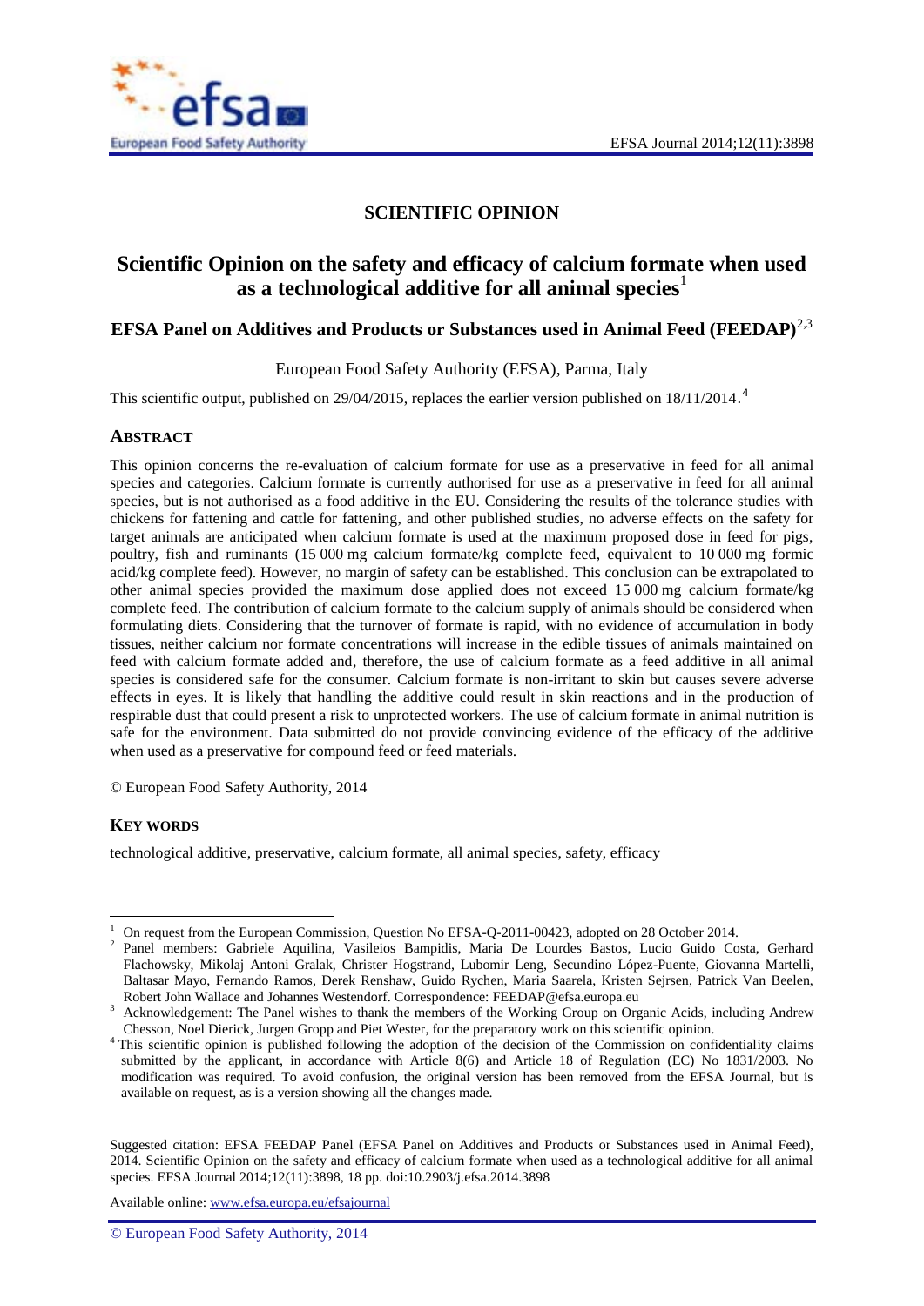# SCIENTIFIC OPINION

## Scientific Opinion on the safety and efficacy of calcium formate when used as a technological additive for all animal species[1]

### EFSA Panel on Additives and Products or Substances used in Animal Feed (FEEDAP)[2,3]

European Food Safety Authority (EFSA), Parma, Italy

This scientific output, published on 29/04/2015, replaces the earlier version published on 18/11/2014.[4]

## ABSTRACT

This opinion concerns the re-evaluation of calcium formate for use as a preservative in feed for all animal species and categories. Calcium formate is currently authorised for use as a preservative in feed for all animal species, but is not authorised as a food additive in the EU. Considering the results of the tolerance studies with chickens for fattening and cattle for fattening, and other published studies, no adverse effects on the safety for target animals are anticipated when calcium formate is used at the maximum proposed dose in feed for pigs, poultry, fish and ruminants (15 000 mg calcium formate/kg complete feed, equivalent to 10 000 mg formic acid/kg complete feed). However, no margin of safety can be established. This conclusion can be extrapolated to other animal species provided the maximum dose applied does not exceed 15 000 mg calcium formate/kg complete feed. The contribution of calcium formate to the calcium supply of animals should be considered when formulating diets. Considering that the turnover of formate is rapid, with no evidence of accumulation in body tissues, neither calcium nor formate concentrations will increase in the edible tissues of animals maintained on feed with calcium formate added and, therefore, the use of calcium formate as a feed additive in all animal species is considered safe for the consumer. Calcium formate is non-irritant to skin but causes severe adverse effects in eyes. It is likely that handling the additive could result in skin reactions and in the production of respirable dust that could present a risk to unprotected workers. The use of calcium formate in animal nutrition is safe for the environment. Data submitted do not provide convincing evidence of the efficacy of the additive when used as a preservative for compound feed or feed materials.

© European Food Safety Authority, 2014

## KEY WORDS

technological additive, preservative, calcium formate, all animal species, safety, efficacy

---

[1] On request from the European Commission, Question No EFSA-Q-2011-00423, adopted on 28 October 2014.

[2] Panel members: Gabriele Aquilina, Vasileios Bampidis, Maria De Lourdes Bastos, Lucio Guido Costa, Gerhard Flachowsky, Mikolaj Antoni Gralak, Christer Hogstrand, Lubomir Leng, Secundino López-Puente, Giovanna Martelli, Baltasar Mayo, Fernando Ramos, Derek Renshaw, Guido Rychen, Maria Saarela, Kristen Sejrsen, Patrick Van Beelen, Robert John Wallace and Johannes Westendorf. Correspondence: FEEDAP@efsa.europa.eu

[3] Acknowledgement: The Panel wishes to thank the members of the Working Group on Organic Acids, including Andrew Chesson, Noel Dierick, Jurgen Gropp and Piet Wester, for the preparatory work on this scientific opinion.

[4] This scientific opinion is published following the adoption of the decision of the Commission on confidentiality claims submitted by the applicant, in accordance with Article 8(6) and Article 18 of Regulation (EC) No 1831/2003. No modification was required. To avoid confusion, the original version has been removed from the EFSA Journal, but is available on request, as is a version showing all the changes made.

Suggested citation: EFSA FEEDAP Panel (EFSA Panel on Additives and Products or Substances used in Animal Feed), 2014. Scientific Opinion on the safety and efficacy of calcium formate when used as a technological additive for all animal species. EFSA Journal 2014;12(11):3898, 18 pp. doi:10.2903/j.efsa.2014.3898

Available online: www.efsa.europa.eu/efsajournal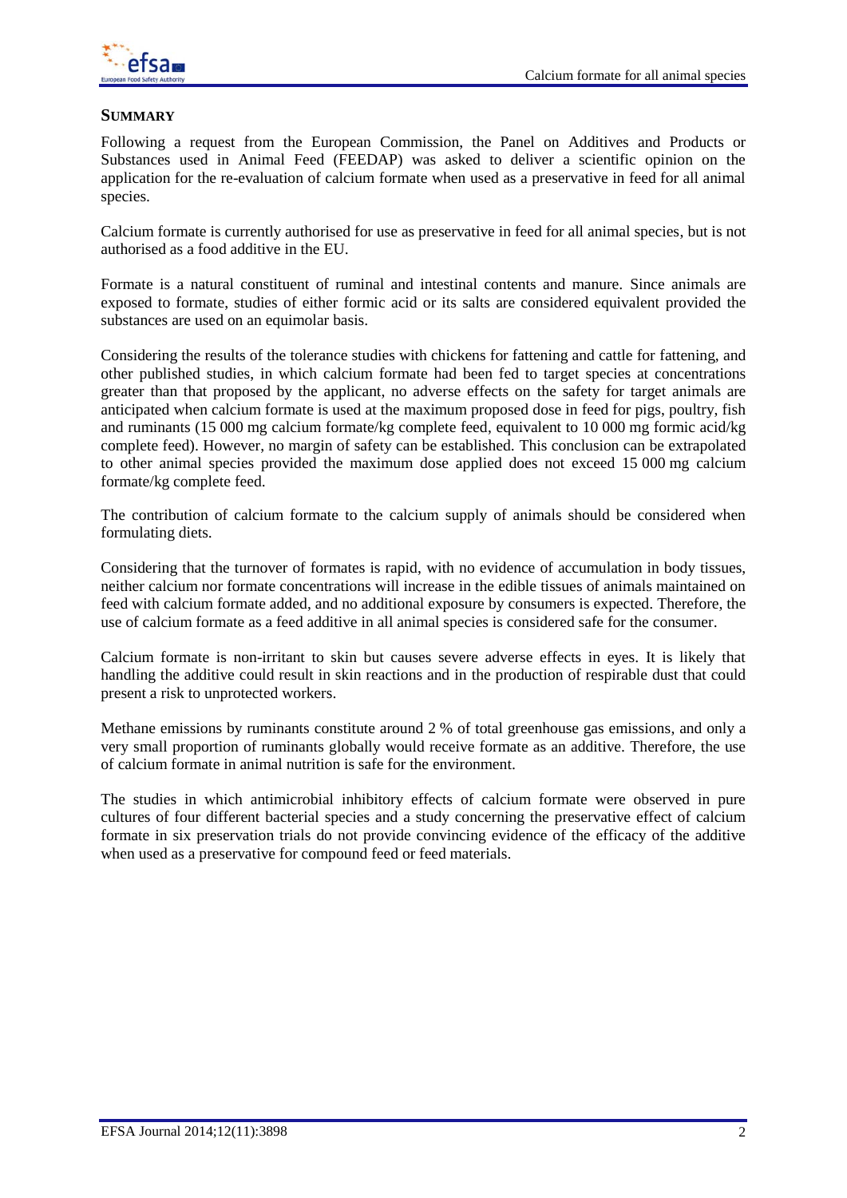## SUMMARY

Following a request from the European Commission, the Panel on Additives and Products or Substances used in Animal Feed (FEEDAP) was asked to deliver a scientific opinion on the application for the re-evaluation of calcium formate when used as a preservative in feed for all animal species.

Calcium formate is currently authorised for use as preservative in feed for all animal species, but is not authorised as a food additive in the EU.

Formate is a natural constituent of ruminal and intestinal contents and manure. Since animals are exposed to formate, studies of either formic acid or its salts are considered equivalent provided the substances are used on an equimolar basis.

Considering the results of the tolerance studies with chickens for fattening and cattle for fattening, and other published studies, in which calcium formate had been fed to target species at concentrations greater than that proposed by the applicant, no adverse effects on the safety for target animals are anticipated when calcium formate is used at the maximum proposed dose in feed for pigs, poultry, fish and ruminants (15 000 mg calcium formate/kg complete feed, equivalent to 10 000 mg formic acid/kg complete feed). However, no margin of safety can be established. This conclusion can be extrapolated to other animal species provided the maximum dose applied does not exceed 15 000 mg calcium formate/kg complete feed.

The contribution of calcium formate to the calcium supply of animals should be considered when formulating diets.

Considering that the turnover of formates is rapid, with no evidence of accumulation in body tissues, neither calcium nor formate concentrations will increase in the edible tissues of animals maintained on feed with calcium formate added, and no additional exposure by consumers is expected. Therefore, the use of calcium formate as a feed additive in all animal species is considered safe for the consumer.

Calcium formate is non-irritant to skin but causes severe adverse effects in eyes. It is likely that handling the additive could result in skin reactions and in the production of respirable dust that could present a risk to unprotected workers.

Methane emissions by ruminants constitute around 2 % of total greenhouse gas emissions, and only a very small proportion of ruminants globally would receive formate as an additive. Therefore, the use of calcium formate in animal nutrition is safe for the environment.

The studies in which antimicrobial inhibitory effects of calcium formate were observed in pure cultures of four different bacterial species and a study concerning the preservative effect of calcium formate in six preservation trials do not provide convincing evidence of the efficacy of the additive when used as a preservative for compound feed or feed materials.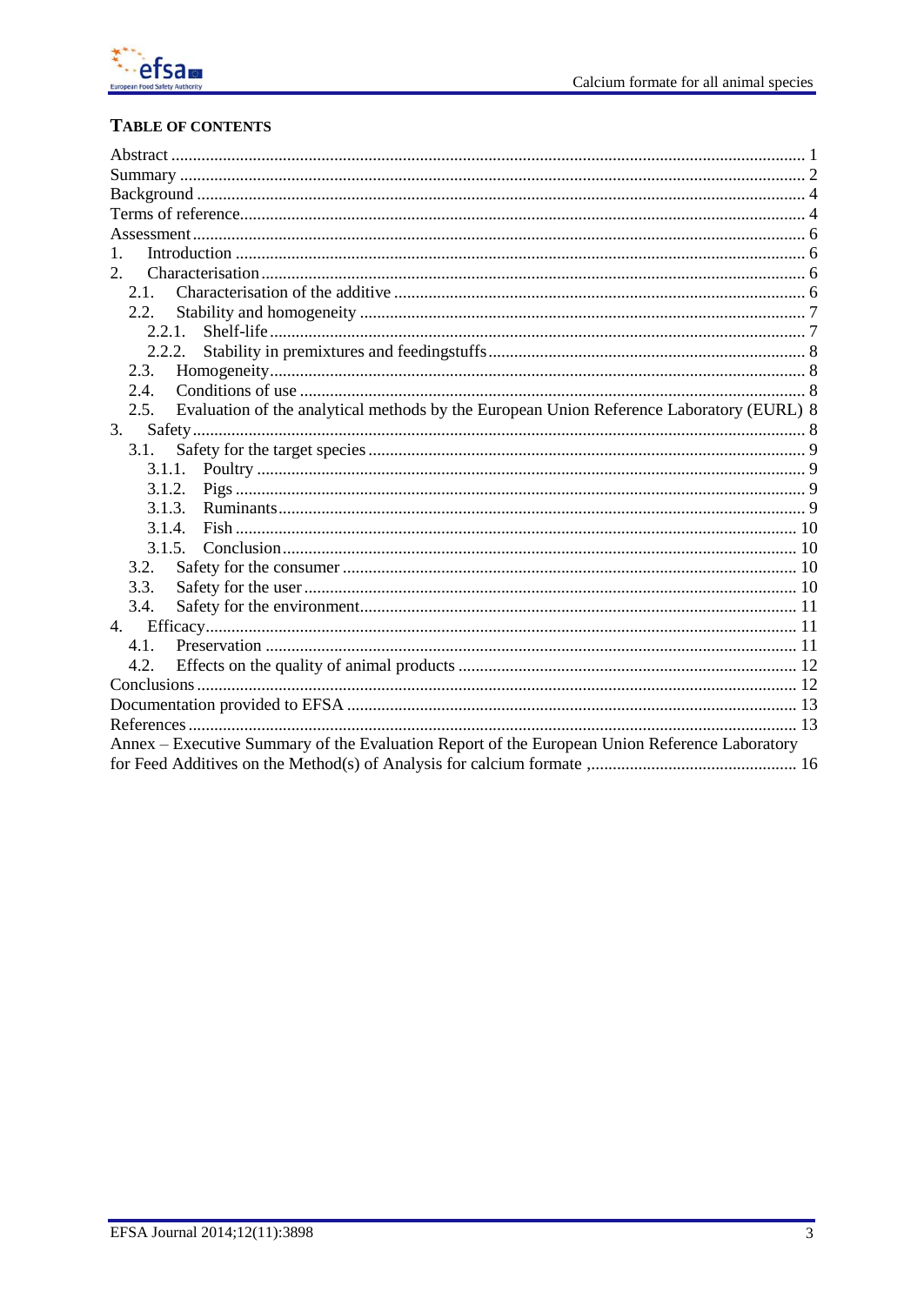## TABLE OF CONTENTS

Abstract ....... 1
Summary ....... 2
Background ....... 4
Terms of reference ....... 4
Assessment ....... 6
1. Introduction ....... 6
2. Characterisation ....... 6
  2.1. Characterisation of the additive ....... 6
  2.2. Stability and homogeneity ....... 7
    2.2.1. Shelf-life ....... 7
    2.2.2. Stability in premixtures and feedingstuffs ....... 8
  2.3. Homogeneity ....... 8
  2.4. Conditions of use ....... 8
  2.5. Evaluation of the analytical methods by the European Union Reference Laboratory (EURL) 8
3. Safety ....... 8
  3.1. Safety for the target species ....... 9
    3.1.1. Poultry ....... 9
    3.1.2. Pigs ....... 9
    3.1.3. Ruminants ....... 9
    3.1.4. Fish ....... 10
    3.1.5. Conclusion ....... 10
  3.2. Safety for the consumer ....... 10
  3.3. Safety for the user ....... 10
  3.4. Safety for the environment ....... 11
4. Efficacy ....... 11
  4.1. Preservation ....... 11
  4.2. Effects on the quality of animal products ....... 12
Conclusions ....... 12
Documentation provided to EFSA ....... 13
References ....... 13
Annex – Executive Summary of the Evaluation Report of the European Union Reference Laboratory for Feed Additives on the Method(s) of Analysis for calcium formate ,....... 16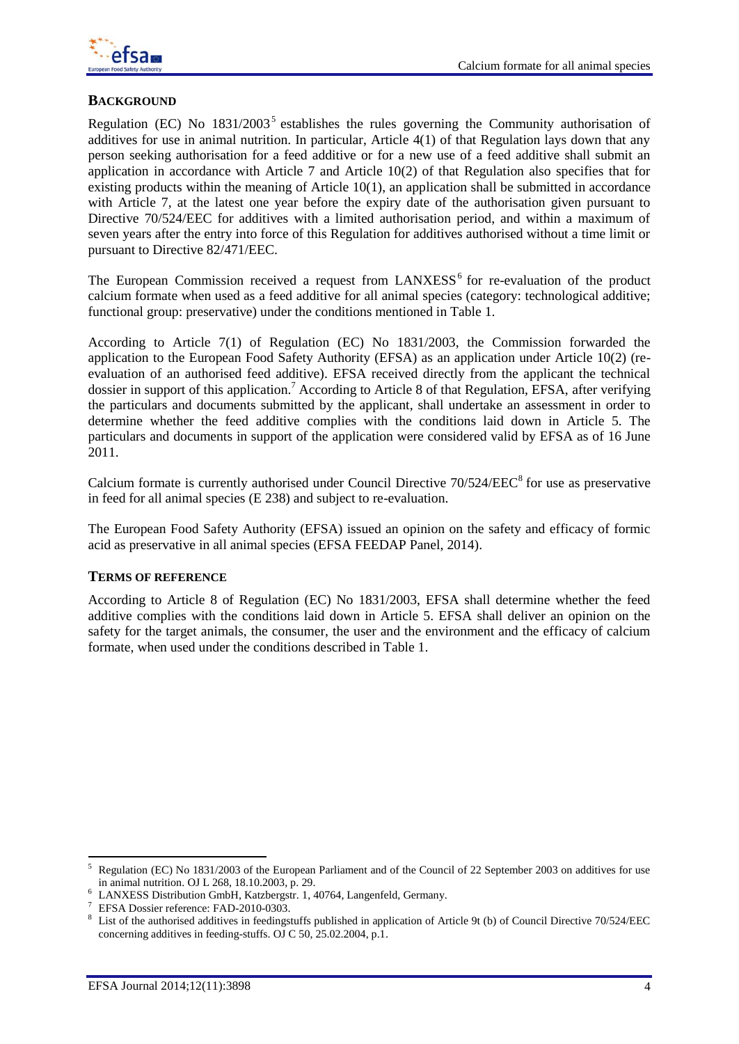## BACKGROUND

Regulation (EC) No 1831/2003[5] establishes the rules governing the Community authorisation of additives for use in animal nutrition. In particular, Article 4(1) of that Regulation lays down that any person seeking authorisation for a feed additive or for a new use of a feed additive shall submit an application in accordance with Article 7 and Article 10(2) of that Regulation also specifies that for existing products within the meaning of Article 10(1), an application shall be submitted in accordance with Article 7, at the latest one year before the expiry date of the authorisation given pursuant to Directive 70/524/EEC for additives with a limited authorisation period, and within a maximum of seven years after the entry into force of this Regulation for additives authorised without a time limit or pursuant to Directive 82/471/EEC.

The European Commission received a request from LANXESS[6] for re-evaluation of the product calcium formate when used as a feed additive for all animal species (category: technological additive; functional group: preservative) under the conditions mentioned in Table 1.

According to Article 7(1) of Regulation (EC) No 1831/2003, the Commission forwarded the application to the European Food Safety Authority (EFSA) as an application under Article 10(2) (re-evaluation of an authorised feed additive). EFSA received directly from the applicant the technical dossier in support of this application.[7] According to Article 8 of that Regulation, EFSA, after verifying the particulars and documents submitted by the applicant, shall undertake an assessment in order to determine whether the feed additive complies with the conditions laid down in Article 5. The particulars and documents in support of the application were considered valid by EFSA as of 16 June 2011.

Calcium formate is currently authorised under Council Directive 70/524/EEC[8] for use as preservative in feed for all animal species (E 238) and subject to re-evaluation.

The European Food Safety Authority (EFSA) issued an opinion on the safety and efficacy of formic acid as preservative in all animal species (EFSA FEEDAP Panel, 2014).

## TERMS OF REFERENCE

According to Article 8 of Regulation (EC) No 1831/2003, EFSA shall determine whether the feed additive complies with the conditions laid down in Article 5. EFSA shall deliver an opinion on the safety for the target animals, the consumer, the user and the environment and the efficacy of calcium formate, when used under the conditions described in Table 1.

---

[5] Regulation (EC) No 1831/2003 of the European Parliament and of the Council of 22 September 2003 on additives for use in animal nutrition. OJ L 268, 18.10.2003, p. 29.

[6] LANXESS Distribution GmbH, Katzbergstr. 1, 40764, Langenfeld, Germany.

[7] EFSA Dossier reference: FAD-2010-0303.

[8] List of the authorised additives in feedingstuffs published in application of Article 9t (b) of Council Directive 70/524/EEC concerning additives in feeding-stuffs. OJ C 50, 25.02.2004, p.1.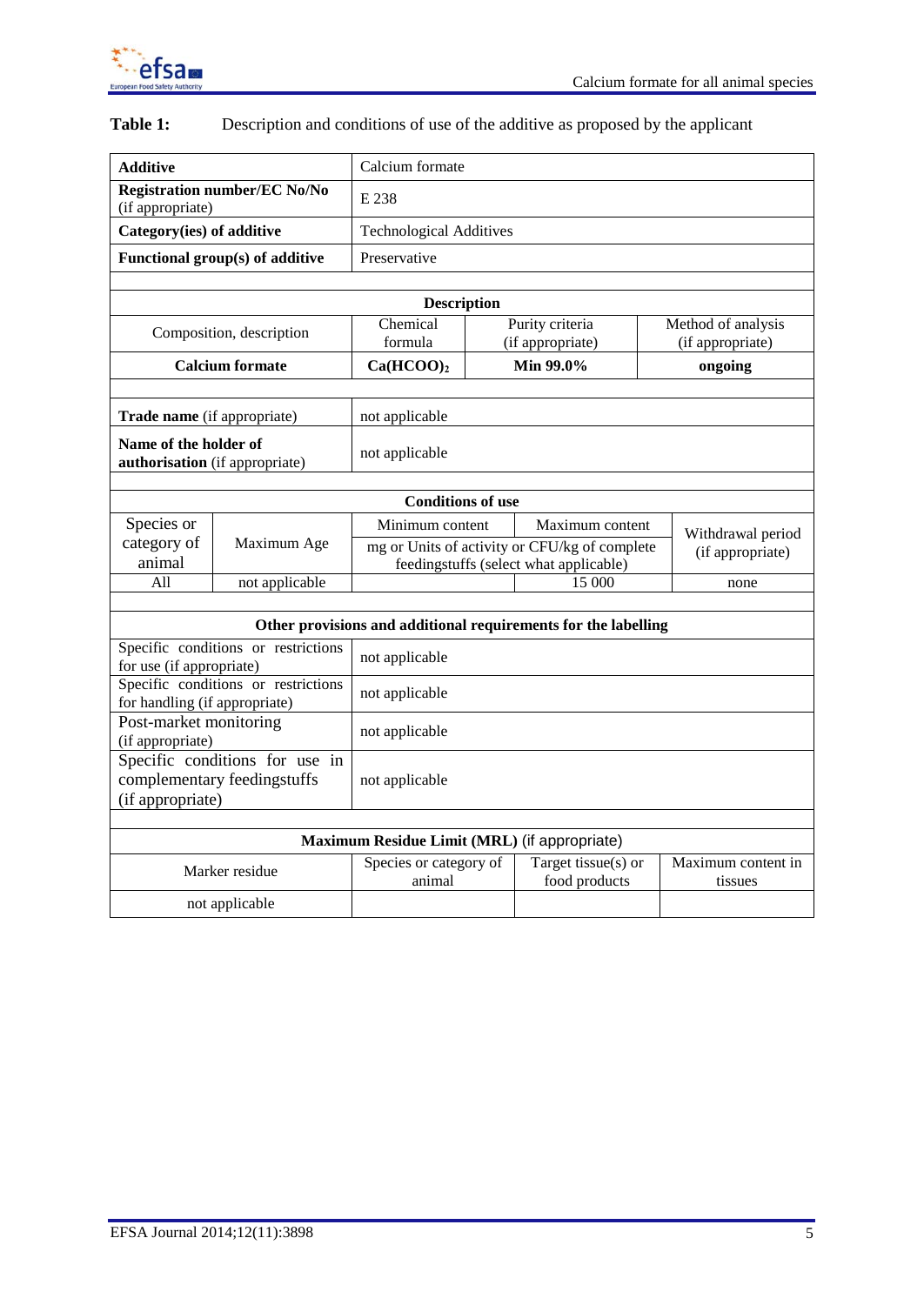**Table 1:** Description and conditions of use of the additive as proposed by the applicant

| | | | | | |
|---|---|---|---|---|---|
| **Additive** | | Calcium formate | | | |
| **Registration number/EC No/No** (if appropriate) | | E 238 | | | |
| **Category(ies) of additive** | | Technological Additives | | | |
| **Functional group(s) of additive** | | Preservative | | | |
| | | | | | |
| **Description** | | | | | |
| Composition, description | | Chemical formula | Purity criteria (if appropriate) | | Method of analysis (if appropriate) |
| **Calcium formate** | | **$Ca(HCOO)_2$** | **Min 99.0%** | | **ongoing** |
| | | | | | |
| **Trade name** (if appropriate) | | not applicable | | | |
| **Name of the holder of authorisation** (if appropriate) | | not applicable | | | |
| | | | | | |
| **Conditions of use** | | | | | |
| Species or category of animal | Maximum Age | Minimum content | Maximum content | | Withdrawal period (if appropriate) |
| | | mg or Units of activity or CFU/kg of complete feedingstuffs (select what applicable) | | | |
| All | not applicable | | 15 000 | | none |
| | | | | | |
| **Other provisions and additional requirements for the labelling** | | | | | |
| Specific conditions or restrictions for use (if appropriate) | | not applicable | | | |
| Specific conditions or restrictions for handling (if appropriate) | | not applicable | | | |
| Post-market monitoring (if appropriate) | | not applicable | | | |
| Specific conditions for use in complementary feedingstuffs (if appropriate) | | not applicable | | | |
| | | | | | |
| **Maximum Residue Limit (MRL)** (if appropriate) | | | | | |
| Marker residue | | Species or category of animal | Target tissue(s) or food products | | Maximum content in tissues |
| not applicable | | | | | |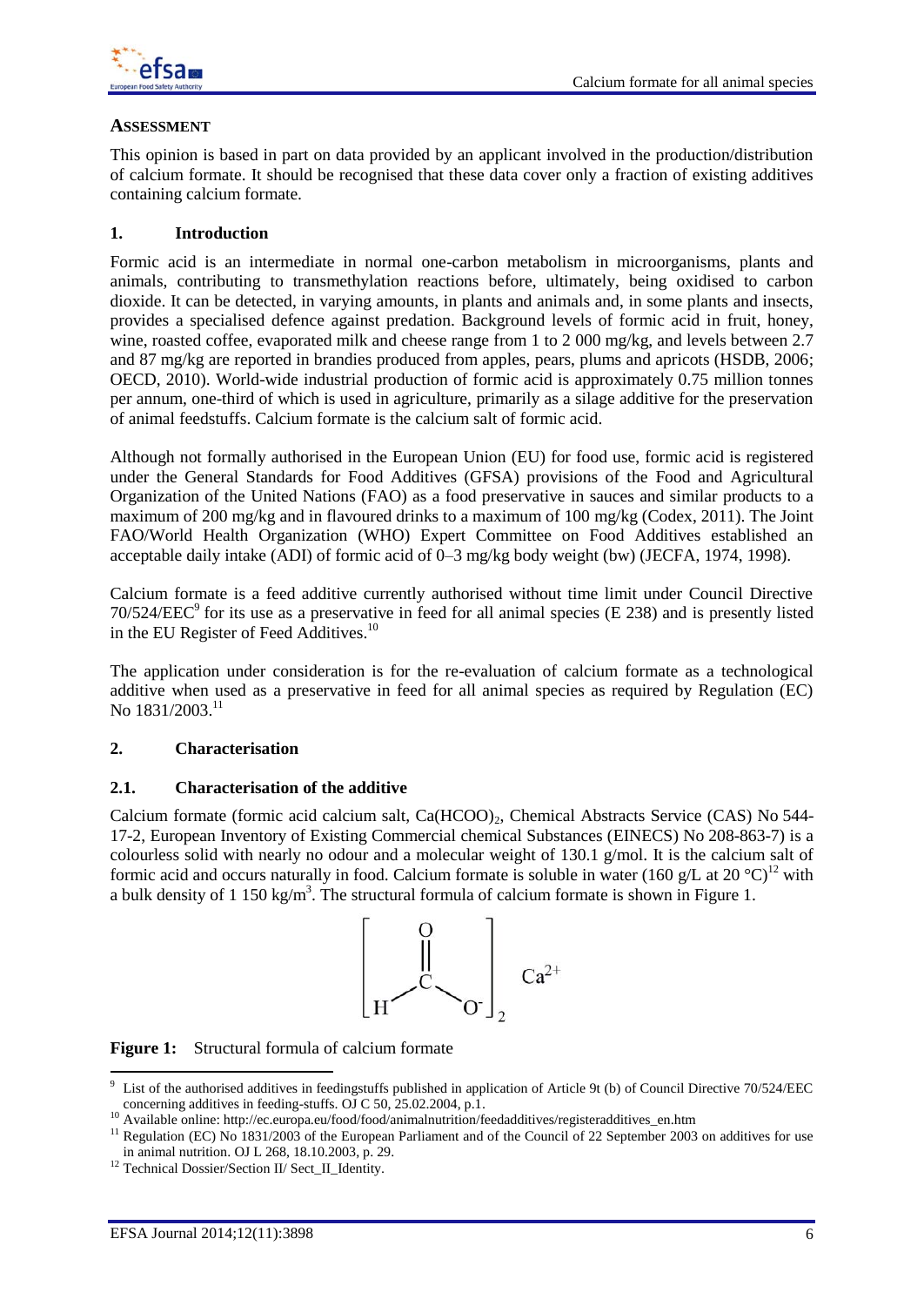## ASSESSMENT

This opinion is based in part on data provided by an applicant involved in the production/distribution of calcium formate. It should be recognised that these data cover only a fraction of existing additives containing calcium formate.

## 1. Introduction

Formic acid is an intermediate in normal one-carbon metabolism in microorganisms, plants and animals, contributing to transmethylation reactions before, ultimately, being oxidised to carbon dioxide. It can be detected, in varying amounts, in plants and animals and, in some plants and insects, provides a specialised defence against predation. Background levels of formic acid in fruit, honey, wine, roasted coffee, evaporated milk and cheese range from 1 to 2 000 mg/kg, and levels between 2.7 and 87 mg/kg are reported in brandies produced from apples, pears, plums and apricots (HSDB, 2006; OECD, 2010). World-wide industrial production of formic acid is approximately 0.75 million tonnes per annum, one-third of which is used in agriculture, primarily as a silage additive for the preservation of animal feedstuffs. Calcium formate is the calcium salt of formic acid.

Although not formally authorised in the European Union (EU) for food use, formic acid is registered under the General Standards for Food Additives (GFSA) provisions of the Food and Agricultural Organization of the United Nations (FAO) as a food preservative in sauces and similar products to a maximum of 200 mg/kg and in flavoured drinks to a maximum of 100 mg/kg (Codex, 2011). The Joint FAO/World Health Organization (WHO) Expert Committee on Food Additives established an acceptable daily intake (ADI) of formic acid of 0–3 mg/kg body weight (bw) (JECFA, 1974, 1998).

Calcium formate is a feed additive currently authorised without time limit under Council Directive 70/524/EEC[9] for its use as a preservative in feed for all animal species (E 238) and is presently listed in the EU Register of Feed Additives.[10]

The application under consideration is for the re-evaluation of calcium formate as a technological additive when used as a preservative in feed for all animal species as required by Regulation (EC) No 1831/2003.[11]

## 2. Characterisation

### 2.1. Characterisation of the additive

Calcium formate (formic acid calcium salt, $Ca(HCOO)_2$, Chemical Abstracts Service (CAS) No 544-17-2, European Inventory of Existing Commercial chemical Substances (EINECS) No 208-863-7) is a colourless solid with nearly no odour and a molecular weight of 130.1 g/mol. It is the calcium salt of formic acid and occurs naturally in food. Calcium formate is soluble in water (160 g/L at 20 °C)[12] with a bulk density of 1 150 kg/m$^3$. The structural formula of calcium formate is shown in Figure 1.

$$\left[ H-\overset{\displaystyle O}{\overset{\|}{C}}-O^- \right]_2 \; Ca^{2+}$$

**Figure 1:** Structural formula of calcium formate

---

[9] List of the authorised additives in feedingstuffs published in application of Article 9t (b) of Council Directive 70/524/EEC concerning additives in feeding-stuffs. OJ C 50, 25.02.2004, p.1.

[10] Available online: http://ec.europa.eu/food/food/animalnutrition/feedadditives/registeradditives_en.htm

[11] Regulation (EC) No 1831/2003 of the European Parliament and of the Council of 22 September 2003 on additives for use in animal nutrition. OJ L 268, 18.10.2003, p. 29.

[12] Technical Dossier/Section II/ Sect_II_Identity.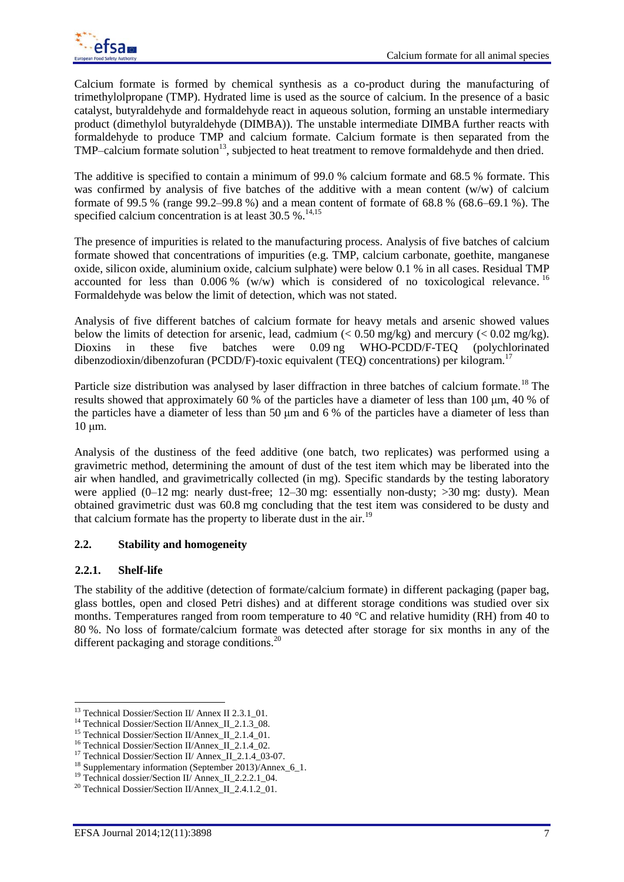Calcium formate is formed by chemical synthesis as a co-product during the manufacturing of trimethylolpropane (TMP). Hydrated lime is used as the source of calcium. In the presence of a basic catalyst, butyraldehyde and formaldehyde react in aqueous solution, forming an unstable intermediary product (dimethylol butyraldehyde (DIMBA)). The unstable intermediate DIMBA further reacts with formaldehyde to produce TMP and calcium formate. Calcium formate is then separated from the TMP–calcium formate solution[13], subjected to heat treatment to remove formaldehyde and then dried.

The additive is specified to contain a minimum of 99.0 % calcium formate and 68.5 % formate. This was confirmed by analysis of five batches of the additive with a mean content (w/w) of calcium formate of 99.5 % (range 99.2–99.8 %) and a mean content of formate of 68.8 % (68.6–69.1 %). The specified calcium concentration is at least 30.5 %.[14,15]

The presence of impurities is related to the manufacturing process. Analysis of five batches of calcium formate showed that concentrations of impurities (e.g. TMP, calcium carbonate, goethite, manganese oxide, silicon oxide, aluminium oxide, calcium sulphate) were below 0.1 % in all cases. Residual TMP accounted for less than 0.006 % (w/w) which is considered of no toxicological relevance.[16] Formaldehyde was below the limit of detection, which was not stated.

Analysis of five different batches of calcium formate for heavy metals and arsenic showed values below the limits of detection for arsenic, lead, cadmium (< 0.50 mg/kg) and mercury (< 0.02 mg/kg). Dioxins in these five batches were 0.09 ng WHO-PCDD/F-TEQ (polychlorinated dibenzodioxin/dibenzofuran (PCDD/F)-toxic equivalent (TEQ) concentrations) per kilogram.[17]

Particle size distribution was analysed by laser diffraction in three batches of calcium formate.[18] The results showed that approximately 60 % of the particles have a diameter of less than 100 µm, 40 % of the particles have a diameter of less than 50 µm and 6 % of the particles have a diameter of less than 10 µm.

Analysis of the dustiness of the feed additive (one batch, two replicates) was performed using a gravimetric method, determining the amount of dust of the test item which may be liberated into the air when handled, and gravimetrically collected (in mg). Specific standards by the testing laboratory were applied (0–12 mg: nearly dust-free; 12–30 mg: essentially non-dusty; >30 mg: dusty). Mean obtained gravimetric dust was 60.8 mg concluding that the test item was considered to be dusty and that calcium formate has the property to liberate dust in the air.[19]

## 2.2. Stability and homogeneity

### 2.2.1. Shelf-life

The stability of the additive (detection of formate/calcium formate) in different packaging (paper bag, glass bottles, open and closed Petri dishes) and at different storage conditions was studied over six months. Temperatures ranged from room temperature to 40 °C and relative humidity (RH) from 40 to 80 %. No loss of formate/calcium formate was detected after storage for six months in any of the different packaging and storage conditions.[20]

---

[13] Technical Dossier/Section II/ Annex II 2.3.1_01.
[14] Technical Dossier/Section II/Annex_II_2.1.3_08.
[15] Technical Dossier/Section II/Annex_II_2.1.4_01.
[16] Technical Dossier/Section II/Annex_II_2.1.4_02.
[17] Technical Dossier/Section II/ Annex_II_2.1.4_03-07.
[18] Supplementary information (September 2013)/Annex_6_1.
[19] Technical dossier/Section II/ Annex_II_2.2.2.1_04.
[20] Technical Dossier/Section II/Annex_II_2.4.1.2_01.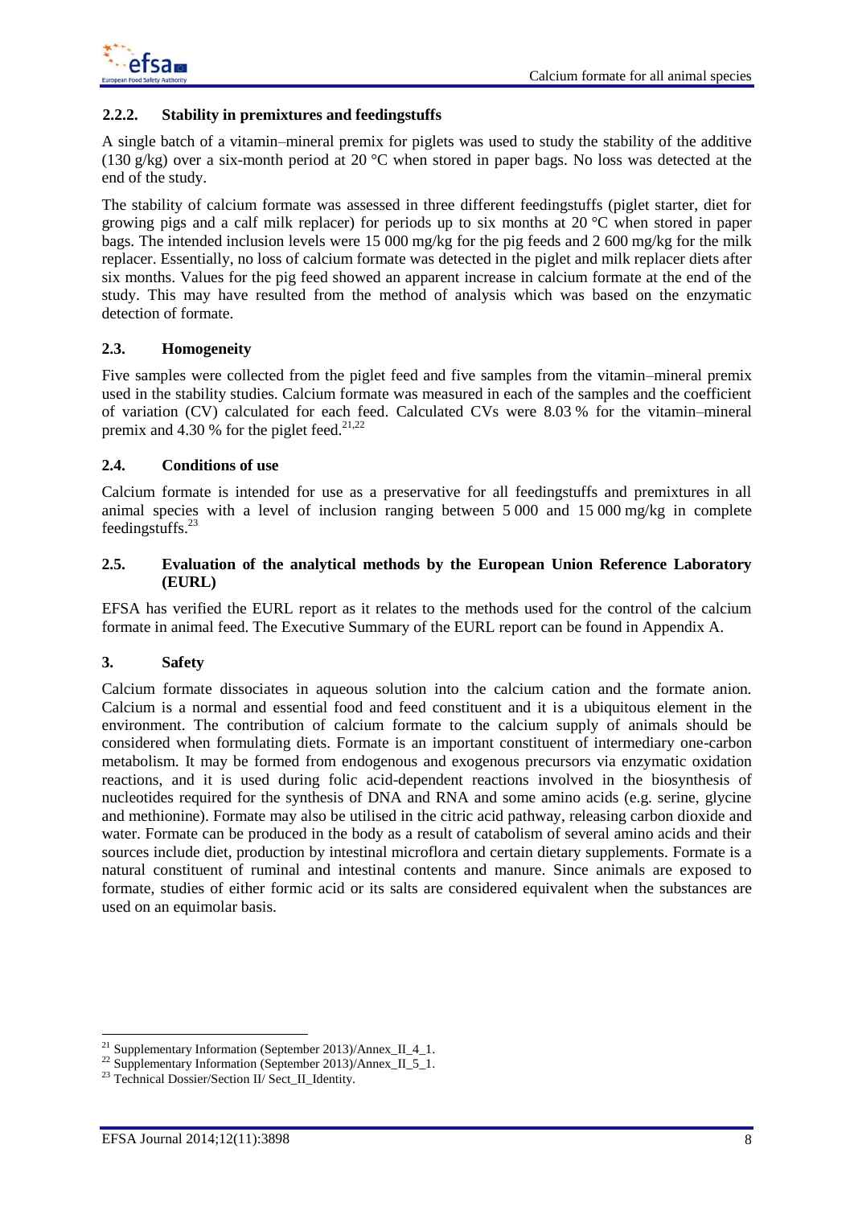### 2.2.2. Stability in premixtures and feedingstuffs

A single batch of a vitamin–mineral premix for piglets was used to study the stability of the additive (130 g/kg) over a six-month period at 20 °C when stored in paper bags. No loss was detected at the end of the study.

The stability of calcium formate was assessed in three different feedingstuffs (piglet starter, diet for growing pigs and a calf milk replacer) for periods up to six months at 20 °C when stored in paper bags. The intended inclusion levels were 15 000 mg/kg for the pig feeds and 2 600 mg/kg for the milk replacer. Essentially, no loss of calcium formate was detected in the piglet and milk replacer diets after six months. Values for the pig feed showed an apparent increase in calcium formate at the end of the study. This may have resulted from the method of analysis which was based on the enzymatic detection of formate.

## 2.3. Homogeneity

Five samples were collected from the piglet feed and five samples from the vitamin–mineral premix used in the stability studies. Calcium formate was measured in each of the samples and the coefficient of variation (CV) calculated for each feed. Calculated CVs were 8.03 % for the vitamin–mineral premix and 4.30 % for the piglet feed.[21,22]

## 2.4. Conditions of use

Calcium formate is intended for use as a preservative for all feedingstuffs and premixtures in all animal species with a level of inclusion ranging between 5 000 and 15 000 mg/kg in complete feedingstuffs.[23]

## 2.5. Evaluation of the analytical methods by the European Union Reference Laboratory (EURL)

EFSA has verified the EURL report as it relates to the methods used for the control of the calcium formate in animal feed. The Executive Summary of the EURL report can be found in Appendix A.

# 3. Safety

Calcium formate dissociates in aqueous solution into the calcium cation and the formate anion. Calcium is a normal and essential food and feed constituent and it is a ubiquitous element in the environment. The contribution of calcium formate to the calcium supply of animals should be considered when formulating diets. Formate is an important constituent of intermediary one-carbon metabolism. It may be formed from endogenous and exogenous precursors via enzymatic oxidation reactions, and it is used during folic acid-dependent reactions involved in the biosynthesis of nucleotides required for the synthesis of DNA and RNA and some amino acids (e.g. serine, glycine and methionine). Formate may also be utilised in the citric acid pathway, releasing carbon dioxide and water. Formate can be produced in the body as a result of catabolism of several amino acids and their sources include diet, production by intestinal microflora and certain dietary supplements. Formate is a natural constituent of ruminal and intestinal contents and manure. Since animals are exposed to formate, studies of either formic acid or its salts are considered equivalent when the substances are used on an equimolar basis.

---

[21] Supplementary Information (September 2013)/Annex_II_4_1.

[22] Supplementary Information (September 2013)/Annex_II_5_1.

[23] Technical Dossier/Section II/ Sect_II_Identity.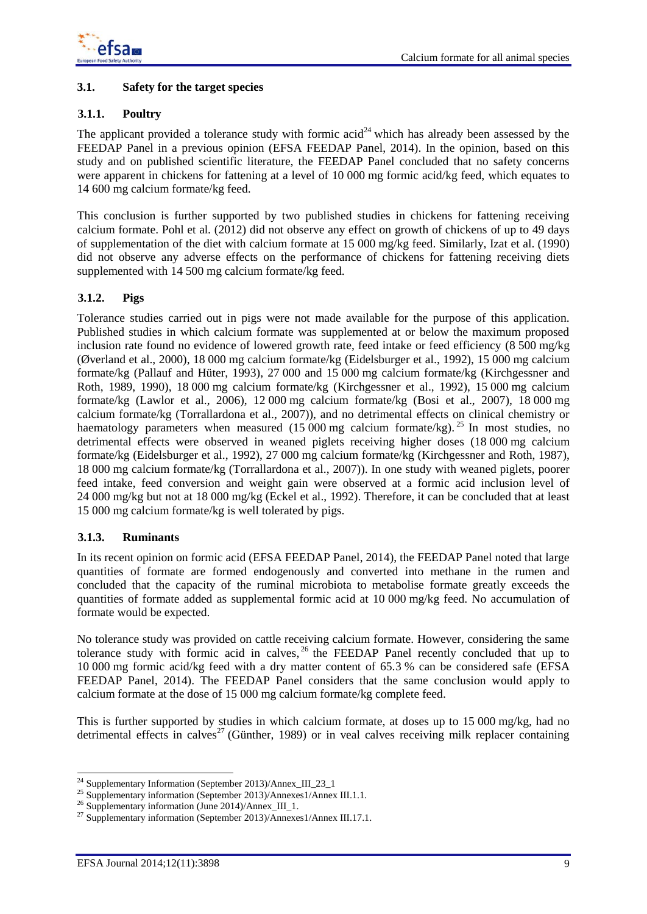### 3.1. Safety for the target species

#### 3.1.1. Poultry

The applicant provided a tolerance study with formic acid[24] which has already been assessed by the FEEDAP Panel in a previous opinion (EFSA FEEDAP Panel, 2014). In the opinion, based on this study and on published scientific literature, the FEEDAP Panel concluded that no safety concerns were apparent in chickens for fattening at a level of 10 000 mg formic acid/kg feed, which equates to 14 600 mg calcium formate/kg feed.

This conclusion is further supported by two published studies in chickens for fattening receiving calcium formate. Pohl et al. (2012) did not observe any effect on growth of chickens of up to 49 days of supplementation of the diet with calcium formate at 15 000 mg/kg feed. Similarly, Izat et al. (1990) did not observe any adverse effects on the performance of chickens for fattening receiving diets supplemented with 14 500 mg calcium formate/kg feed.

#### 3.1.2. Pigs

Tolerance studies carried out in pigs were not made available for the purpose of this application. Published studies in which calcium formate was supplemented at or below the maximum proposed inclusion rate found no evidence of lowered growth rate, feed intake or feed efficiency (8 500 mg/kg (Øverland et al., 2000), 18 000 mg calcium formate/kg (Eidelsburger et al., 1992), 15 000 mg calcium formate/kg (Pallauf and Hüter, 1993), 27 000 and 15 000 mg calcium formate/kg (Kirchgessner and Roth, 1989, 1990), 18 000 mg calcium formate/kg (Kirchgessner et al., 1992), 15 000 mg calcium formate/kg (Lawlor et al., 2006), 12 000 mg calcium formate/kg (Bosi et al., 2007), 18 000 mg calcium formate/kg (Torrallardona et al., 2007)), and no detrimental effects on clinical chemistry or haematology parameters when measured (15 000 mg calcium formate/kg).[25] In most studies, no detrimental effects were observed in weaned piglets receiving higher doses (18 000 mg calcium formate/kg (Eidelsburger et al., 1992), 27 000 mg calcium formate/kg (Kirchgessner and Roth, 1987), 18 000 mg calcium formate/kg (Torrallardona et al., 2007)). In one study with weaned piglets, poorer feed intake, feed conversion and weight gain were observed at a formic acid inclusion level of 24 000 mg/kg but not at 18 000 mg/kg (Eckel et al., 1992). Therefore, it can be concluded that at least 15 000 mg calcium formate/kg is well tolerated by pigs.

#### 3.1.3. Ruminants

In its recent opinion on formic acid (EFSA FEEDAP Panel, 2014), the FEEDAP Panel noted that large quantities of formate are formed endogenously and converted into methane in the rumen and concluded that the capacity of the ruminal microbiota to metabolise formate greatly exceeds the quantities of formate added as supplemental formic acid at 10 000 mg/kg feed. No accumulation of formate would be expected.

No tolerance study was provided on cattle receiving calcium formate. However, considering the same tolerance study with formic acid in calves,[26] the FEEDAP Panel recently concluded that up to 10 000 mg formic acid/kg feed with a dry matter content of 65.3 % can be considered safe (EFSA FEEDAP Panel, 2014). The FEEDAP Panel considers that the same conclusion would apply to calcium formate at the dose of 15 000 mg calcium formate/kg complete feed.

This is further supported by studies in which calcium formate, at doses up to 15 000 mg/kg, had no detrimental effects in calves[27] (Günther, 1989) or in veal calves receiving milk replacer containing

---

[24] Supplementary Information (September 2013)/Annex_III_23_1

[25] Supplementary information (September 2013)/Annexes1/Annex III.1.1.

[26] Supplementary information (June 2014)/Annex_III_1.

[27] Supplementary information (September 2013)/Annexes1/Annex III.17.1.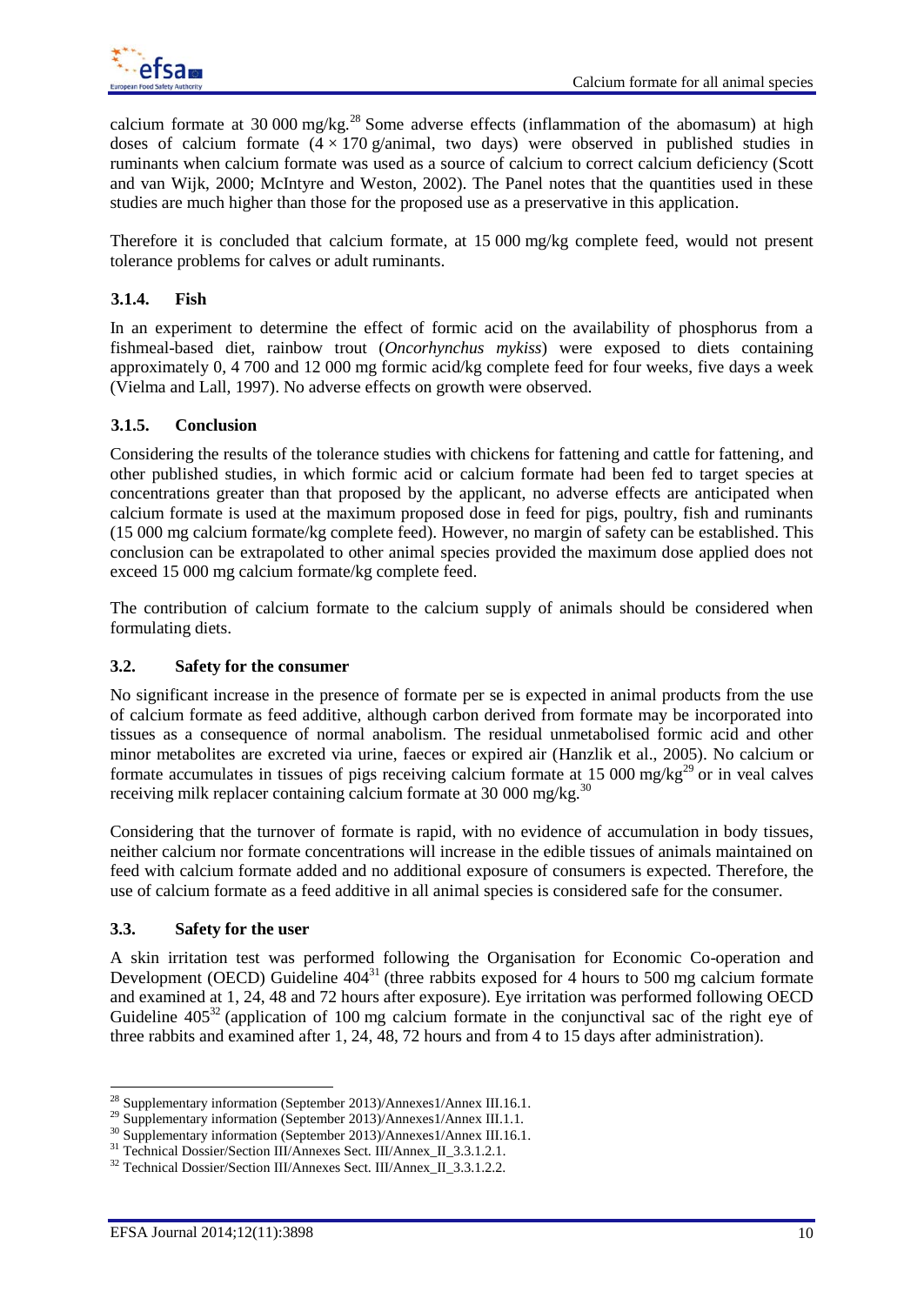calcium formate at 30 000 mg/kg.[28] Some adverse effects (inflammation of the abomasum) at high doses of calcium formate ($4 \times 170$ g/animal, two days) were observed in published studies in ruminants when calcium formate was used as a source of calcium to correct calcium deficiency (Scott and van Wijk, 2000; McIntyre and Weston, 2002). The Panel notes that the quantities used in these studies are much higher than those for the proposed use as a preservative in this application.

Therefore it is concluded that calcium formate, at 15 000 mg/kg complete feed, would not present tolerance problems for calves or adult ruminants.

#### 3.1.4. Fish

In an experiment to determine the effect of formic acid on the availability of phosphorus from a fishmeal-based diet, rainbow trout (*Oncorhynchus mykiss*) were exposed to diets containing approximately 0, 4 700 and 12 000 mg formic acid/kg complete feed for four weeks, five days a week (Vielma and Lall, 1997). No adverse effects on growth were observed.

#### 3.1.5. Conclusion

Considering the results of the tolerance studies with chickens for fattening and cattle for fattening, and other published studies, in which formic acid or calcium formate had been fed to target species at concentrations greater than that proposed by the applicant, no adverse effects are anticipated when calcium formate is used at the maximum proposed dose in feed for pigs, poultry, fish and ruminants (15 000 mg calcium formate/kg complete feed). However, no margin of safety can be established. This conclusion can be extrapolated to other animal species provided the maximum dose applied does not exceed 15 000 mg calcium formate/kg complete feed.

The contribution of calcium formate to the calcium supply of animals should be considered when formulating diets.

### 3.2. Safety for the consumer

No significant increase in the presence of formate per se is expected in animal products from the use of calcium formate as feed additive, although carbon derived from formate may be incorporated into tissues as a consequence of normal anabolism. The residual unmetabolised formic acid and other minor metabolites are excreted via urine, faeces or expired air (Hanzlik et al., 2005). No calcium or formate accumulates in tissues of pigs receiving calcium formate at 15 000 mg/kg[29] or in veal calves receiving milk replacer containing calcium formate at 30 000 mg/kg.[30]

Considering that the turnover of formate is rapid, with no evidence of accumulation in body tissues, neither calcium nor formate concentrations will increase in the edible tissues of animals maintained on feed with calcium formate added and no additional exposure of consumers is expected. Therefore, the use of calcium formate as a feed additive in all animal species is considered safe for the consumer.

### 3.3. Safety for the user

A skin irritation test was performed following the Organisation for Economic Co-operation and Development (OECD) Guideline 404[31] (three rabbits exposed for 4 hours to 500 mg calcium formate and examined at 1, 24, 48 and 72 hours after exposure). Eye irritation was performed following OECD Guideline 405[32] (application of 100 mg calcium formate in the conjunctival sac of the right eye of three rabbits and examined after 1, 24, 48, 72 hours and from 4 to 15 days after administration).

---

[28] Supplementary information (September 2013)/Annexes1/Annex III.16.1.
[29] Supplementary information (September 2013)/Annexes1/Annex III.1.1.
[30] Supplementary information (September 2013)/Annexes1/Annex III.16.1.
[31] Technical Dossier/Section III/Annexes Sect. III/Annex_II_3.3.1.2.1.
[32] Technical Dossier/Section III/Annexes Sect. III/Annex_II_3.3.1.2.2.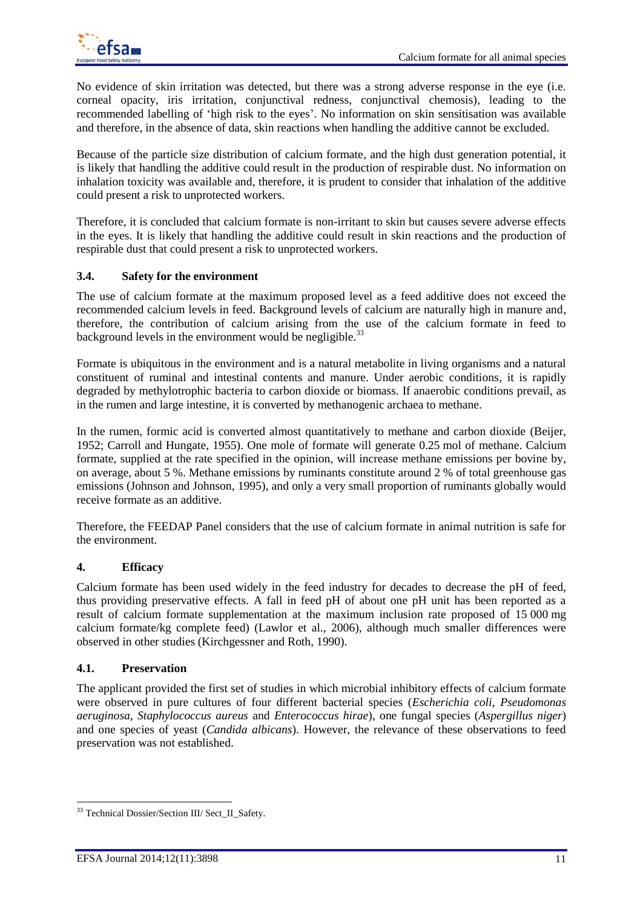No evidence of skin irritation was detected, but there was a strong adverse response in the eye (i.e. corneal opacity, iris irritation, conjunctival redness, conjunctival chemosis), leading to the recommended labelling of 'high risk to the eyes'. No information on skin sensitisation was available and therefore, in the absence of data, skin reactions when handling the additive cannot be excluded.

Because of the particle size distribution of calcium formate, and the high dust generation potential, it is likely that handling the additive could result in the production of respirable dust. No information on inhalation toxicity was available and, therefore, it is prudent to consider that inhalation of the additive could present a risk to unprotected workers.

Therefore, it is concluded that calcium formate is non-irritant to skin but causes severe adverse effects in the eyes. It is likely that handling the additive could result in skin reactions and the production of respirable dust that could present a risk to unprotected workers.

### 3.4. Safety for the environment

The use of calcium formate at the maximum proposed level as a feed additive does not exceed the recommended calcium levels in feed. Background levels of calcium are naturally high in manure and, therefore, the contribution of calcium arising from the use of the calcium formate in feed to background levels in the environment would be negligible.[33]

Formate is ubiquitous in the environment and is a natural metabolite in living organisms and a natural constituent of ruminal and intestinal contents and manure. Under aerobic conditions, it is rapidly degraded by methylotrophic bacteria to carbon dioxide or biomass. If anaerobic conditions prevail, as in the rumen and large intestine, it is converted by methanogenic archaea to methane.

In the rumen, formic acid is converted almost quantitatively to methane and carbon dioxide (Beijer, 1952; Carroll and Hungate, 1955). One mole of formate will generate 0.25 mol of methane. Calcium formate, supplied at the rate specified in the opinion, will increase methane emissions per bovine by, on average, about 5 %. Methane emissions by ruminants constitute around 2 % of total greenhouse gas emissions (Johnson and Johnson, 1995), and only a very small proportion of ruminants globally would receive formate as an additive.

Therefore, the FEEDAP Panel considers that the use of calcium formate in animal nutrition is safe for the environment.

## 4. Efficacy

Calcium formate has been used widely in the feed industry for decades to decrease the pH of feed, thus providing preservative effects. A fall in feed pH of about one pH unit has been reported as a result of calcium formate supplementation at the maximum inclusion rate proposed of 15 000 mg calcium formate/kg complete feed) (Lawlor et al., 2006), although much smaller differences were observed in other studies (Kirchgessner and Roth, 1990).

### 4.1. Preservation

The applicant provided the first set of studies in which microbial inhibitory effects of calcium formate were observed in pure cultures of four different bacterial species (*Escherichia coli*, *Pseudomonas aeruginosa*, *Staphylococcus aureus* and *Enterococcus hirae*), one fungal species (*Aspergillus niger*) and one species of yeast (*Candida albicans*). However, the relevance of these observations to feed preservation was not established.

---

[33] Technical Dossier/Section III/ Sect_II_Safety.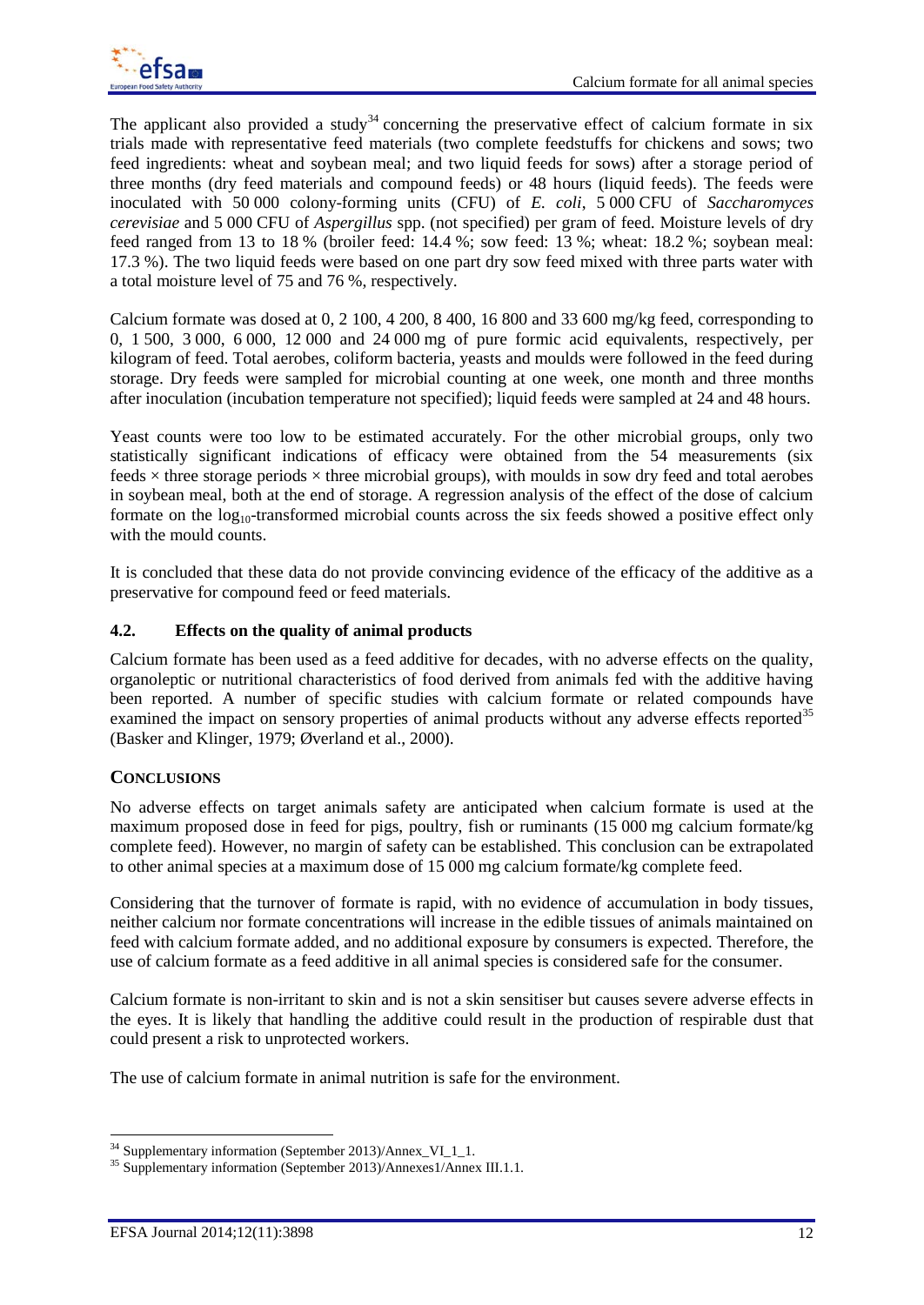The applicant also provided a study[34] concerning the preservative effect of calcium formate in six trials made with representative feed materials (two complete feedstuffs for chickens and sows; two feed ingredients: wheat and soybean meal; and two liquid feeds for sows) after a storage period of three months (dry feed materials and compound feeds) or 48 hours (liquid feeds). The feeds were inoculated with 50 000 colony-forming units (CFU) of *E. coli*, 5 000 CFU of *Saccharomyces cerevisiae* and 5 000 CFU of *Aspergillus* spp. (not specified) per gram of feed. Moisture levels of dry feed ranged from 13 to 18 % (broiler feed: 14.4 %; sow feed: 13 %; wheat: 18.2 %; soybean meal: 17.3 %). The two liquid feeds were based on one part dry sow feed mixed with three parts water with a total moisture level of 75 and 76 %, respectively.

Calcium formate was dosed at 0, 2 100, 4 200, 8 400, 16 800 and 33 600 mg/kg feed, corresponding to 0, 1 500, 3 000, 6 000, 12 000 and 24 000 mg of pure formic acid equivalents, respectively, per kilogram of feed. Total aerobes, coliform bacteria, yeasts and moulds were followed in the feed during storage. Dry feeds were sampled for microbial counting at one week, one month and three months after inoculation (incubation temperature not specified); liquid feeds were sampled at 24 and 48 hours.

Yeast counts were too low to be estimated accurately. For the other microbial groups, only two statistically significant indications of efficacy were obtained from the 54 measurements (six feeds × three storage periods × three microbial groups), with moulds in sow dry feed and total aerobes in soybean meal, both at the end of storage. A regression analysis of the effect of the dose of calcium formate on the $\log_{10}$-transformed microbial counts across the six feeds showed a positive effect only with the mould counts.

It is concluded that these data do not provide convincing evidence of the efficacy of the additive as a preservative for compound feed or feed materials.

### 4.2. Effects on the quality of animal products

Calcium formate has been used as a feed additive for decades, with no adverse effects on the quality, organoleptic or nutritional characteristics of food derived from animals fed with the additive having been reported. A number of specific studies with calcium formate or related compounds have examined the impact on sensory properties of animal products without any adverse effects reported[35] (Basker and Klinger, 1979; Øverland et al., 2000).

## CONCLUSIONS

No adverse effects on target animals safety are anticipated when calcium formate is used at the maximum proposed dose in feed for pigs, poultry, fish or ruminants (15 000 mg calcium formate/kg complete feed). However, no margin of safety can be established. This conclusion can be extrapolated to other animal species at a maximum dose of 15 000 mg calcium formate/kg complete feed.

Considering that the turnover of formate is rapid, with no evidence of accumulation in body tissues, neither calcium nor formate concentrations will increase in the edible tissues of animals maintained on feed with calcium formate added, and no additional exposure by consumers is expected. Therefore, the use of calcium formate as a feed additive in all animal species is considered safe for the consumer.

Calcium formate is non-irritant to skin and is not a skin sensitiser but causes severe adverse effects in the eyes. It is likely that handling the additive could result in the production of respirable dust that could present a risk to unprotected workers.

The use of calcium formate in animal nutrition is safe for the environment.

---

[34] Supplementary information (September 2013)/Annex_VI_1_1.

[35] Supplementary information (September 2013)/Annexes1/Annex III.1.1.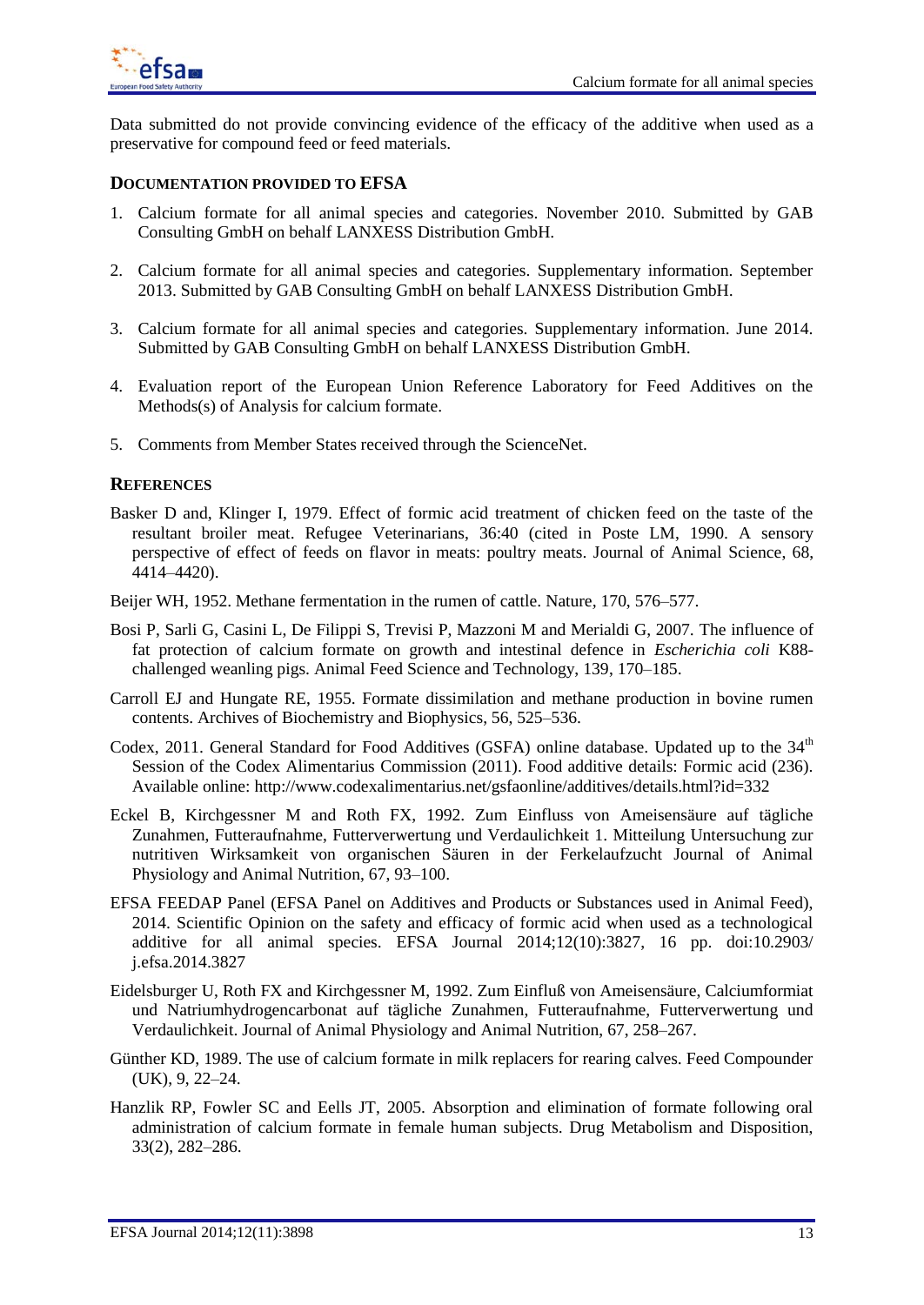Data submitted do not provide convincing evidence of the efficacy of the additive when used as a preservative for compound feed or feed materials.

## DOCUMENTATION PROVIDED TO EFSA

1. Calcium formate for all animal species and categories. November 2010. Submitted by GAB Consulting GmbH on behalf LANXESS Distribution GmbH.

2. Calcium formate for all animal species and categories. Supplementary information. September 2013. Submitted by GAB Consulting GmbH on behalf LANXESS Distribution GmbH.

3. Calcium formate for all animal species and categories. Supplementary information. June 2014. Submitted by GAB Consulting GmbH on behalf LANXESS Distribution GmbH.

4. Evaluation report of the European Union Reference Laboratory for Feed Additives on the Methods(s) of Analysis for calcium formate.

5. Comments from Member States received through the ScienceNet.

## REFERENCES

Basker D and, Klinger I, 1979. Effect of formic acid treatment of chicken feed on the taste of the resultant broiler meat. Refugee Veterinarians, 36:40 (cited in Poste LM, 1990. A sensory perspective of effect of feeds on flavor in meats: poultry meats. Journal of Animal Science, 68, 4414–4420).

Beijer WH, 1952. Methane fermentation in the rumen of cattle. Nature, 170, 576–577.

Bosi P, Sarli G, Casini L, De Filippi S, Trevisi P, Mazzoni M and Merialdi G, 2007. The influence of fat protection of calcium formate on growth and intestinal defence in *Escherichia coli* K88-challenged weanling pigs. Animal Feed Science and Technology, 139, 170–185.

Carroll EJ and Hungate RE, 1955. Formate dissimilation and methane production in bovine rumen contents. Archives of Biochemistry and Biophysics, 56, 525–536.

Codex, 2011. General Standard for Food Additives (GSFA) online database. Updated up to the 34th Session of the Codex Alimentarius Commission (2011). Food additive details: Formic acid (236). Available online: http://www.codexalimentarius.net/gsfaonline/additives/details.html?id=332

Eckel B, Kirchgessner M and Roth FX, 1992. Zum Einfluss von Ameisensäure auf tägliche Zunahmen, Futteraufnahme, Futterverwertung und Verdaulichkeit 1. Mitteilung Untersuchung zur nutritiven Wirksamkeit von organischen Säuren in der Ferkelaufzucht Journal of Animal Physiology and Animal Nutrition, 67, 93–100.

EFSA FEEDAP Panel (EFSA Panel on Additives and Products or Substances used in Animal Feed), 2014. Scientific Opinion on the safety and efficacy of formic acid when used as a technological additive for all animal species. EFSA Journal 2014;12(10):3827, 16 pp. doi:10.2903/j.efsa.2014.3827

Eidelsburger U, Roth FX and Kirchgessner M, 1992. Zum Einfluß von Ameisensäure, Calciumformiat und Natriumhydrogencarbonat auf tägliche Zunahmen, Futteraufnahme, Futterverwertung und Verdaulichkeit. Journal of Animal Physiology and Animal Nutrition, 67, 258–267.

Günther KD, 1989. The use of calcium formate in milk replacers for rearing calves. Feed Compounder (UK), 9, 22–24.

Hanzlik RP, Fowler SC and Eells JT, 2005. Absorption and elimination of formate following oral administration of calcium formate in female human subjects. Drug Metabolism and Disposition, 33(2), 282–286.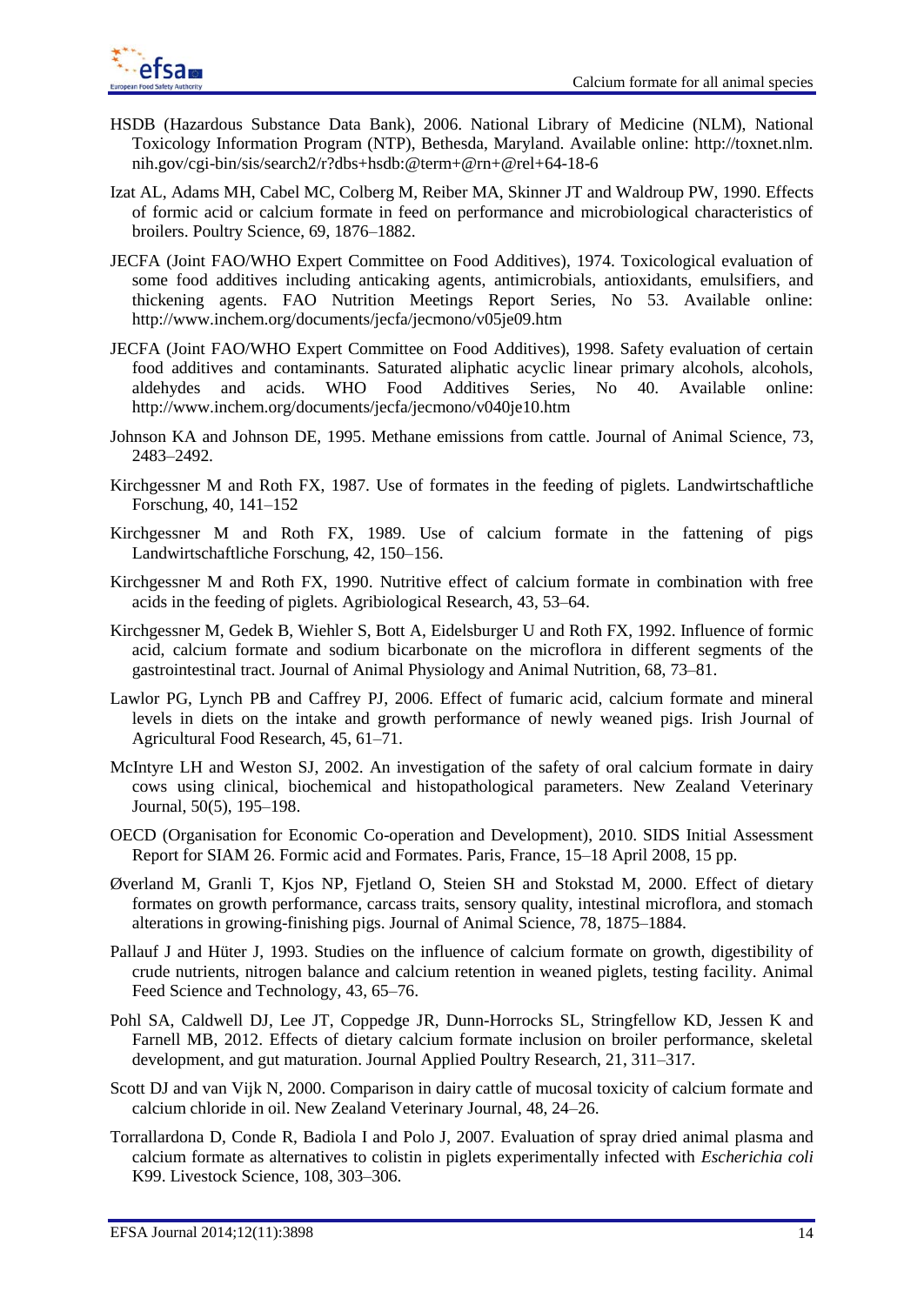HSDB (Hazardous Substance Data Bank), 2006. National Library of Medicine (NLM), National Toxicology Information Program (NTP), Bethesda, Maryland. Available online: http://toxnet.nlm.nih.gov/cgi-bin/sis/search2/r?dbs+hsdb:@term+@rn+@rel+64-18-6

Izat AL, Adams MH, Cabel MC, Colberg M, Reiber MA, Skinner JT and Waldroup PW, 1990. Effects of formic acid or calcium formate in feed on performance and microbiological characteristics of broilers. Poultry Science, 69, 1876–1882.

JECFA (Joint FAO/WHO Expert Committee on Food Additives), 1974. Toxicological evaluation of some food additives including anticaking agents, antimicrobials, antioxidants, emulsifiers, and thickening agents. FAO Nutrition Meetings Report Series, No 53. Available online: http://www.inchem.org/documents/jecfa/jecmono/v05je09.htm

JECFA (Joint FAO/WHO Expert Committee on Food Additives), 1998. Safety evaluation of certain food additives and contaminants. Saturated aliphatic acyclic linear primary alcohols, alcohols, aldehydes and acids. WHO Food Additives Series, No 40. Available online: http://www.inchem.org/documents/jecfa/jecmono/v040je10.htm

Johnson KA and Johnson DE, 1995. Methane emissions from cattle. Journal of Animal Science, 73, 2483–2492.

Kirchgessner M and Roth FX, 1987. Use of formates in the feeding of piglets. Landwirtschaftliche Forschung, 40, 141–152

Kirchgessner M and Roth FX, 1989. Use of calcium formate in the fattening of pigs Landwirtschaftliche Forschung, 42, 150–156.

Kirchgessner M and Roth FX, 1990. Nutritive effect of calcium formate in combination with free acids in the feeding of piglets. Agribiological Research, 43, 53–64.

Kirchgessner M, Gedek B, Wiehler S, Bott A, Eidelsburger U and Roth FX, 1992. Influence of formic acid, calcium formate and sodium bicarbonate on the microflora in different segments of the gastrointestinal tract. Journal of Animal Physiology and Animal Nutrition, 68, 73–81.

Lawlor PG, Lynch PB and Caffrey PJ, 2006. Effect of fumaric acid, calcium formate and mineral levels in diets on the intake and growth performance of newly weaned pigs. Irish Journal of Agricultural Food Research, 45, 61–71.

McIntyre LH and Weston SJ, 2002. An investigation of the safety of oral calcium formate in dairy cows using clinical, biochemical and histopathological parameters. New Zealand Veterinary Journal, 50(5), 195–198.

OECD (Organisation for Economic Co-operation and Development), 2010. SIDS Initial Assessment Report for SIAM 26. Formic acid and Formates. Paris, France, 15–18 April 2008, 15 pp.

Øverland M, Granli T, Kjos NP, Fjetland O, Steien SH and Stokstad M, 2000. Effect of dietary formates on growth performance, carcass traits, sensory quality, intestinal microflora, and stomach alterations in growing-finishing pigs. Journal of Animal Science, 78, 1875–1884.

Pallauf J and Hüter J, 1993. Studies on the influence of calcium formate on growth, digestibility of crude nutrients, nitrogen balance and calcium retention in weaned piglets, testing facility. Animal Feed Science and Technology, 43, 65–76.

Pohl SA, Caldwell DJ, Lee JT, Coppedge JR, Dunn-Horrocks SL, Stringfellow KD, Jessen K and Farnell MB, 2012. Effects of dietary calcium formate inclusion on broiler performance, skeletal development, and gut maturation. Journal Applied Poultry Research, 21, 311–317.

Scott DJ and van Vijk N, 2000. Comparison in dairy cattle of mucosal toxicity of calcium formate and calcium chloride in oil. New Zealand Veterinary Journal, 48, 24–26.

Torrallardona D, Conde R, Badiola I and Polo J, 2007. Evaluation of spray dried animal plasma and calcium formate as alternatives to colistin in piglets experimentally infected with *Escherichia coli* K99. Livestock Science, 108, 303–306.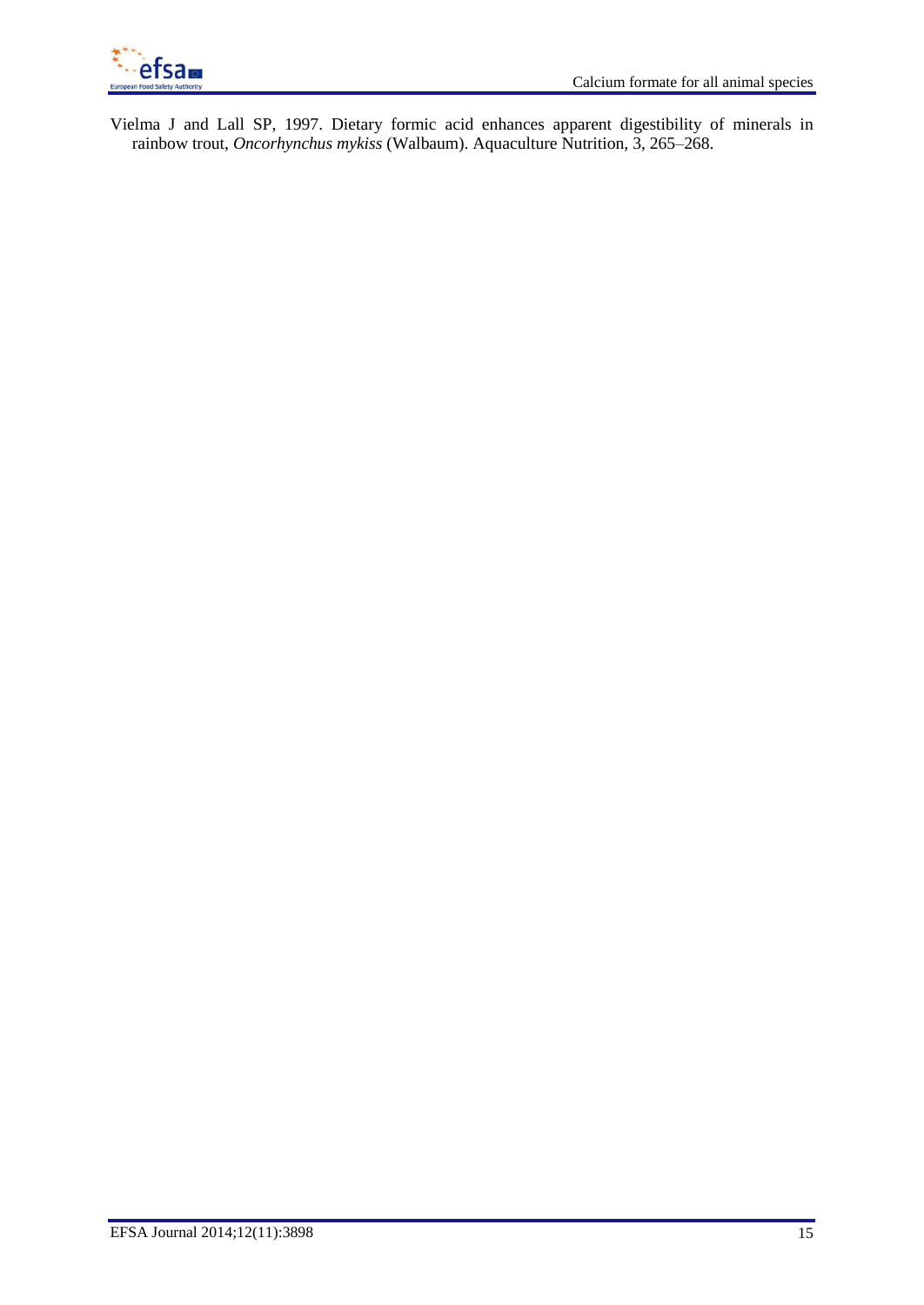Vielma J and Lall SP, 1997. Dietary formic acid enhances apparent digestibility of minerals in rainbow trout, *Oncorhynchus mykiss* (Walbaum). Aquaculture Nutrition, 3, 265–268.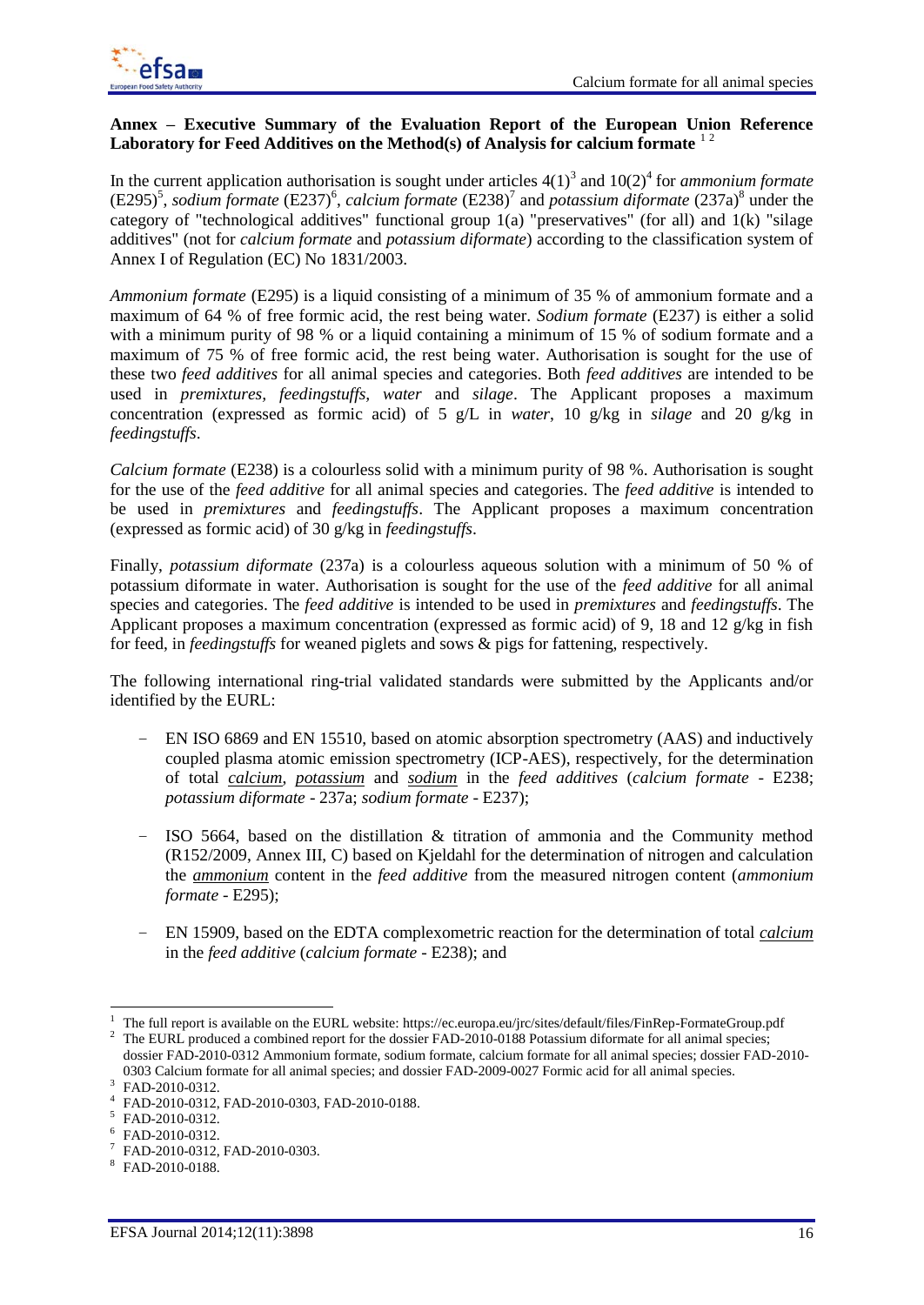**Annex – Executive Summary of the Evaluation Report of the European Union Reference Laboratory for Feed Additives on the Method(s) of Analysis for calcium formate** [1,2]

In the current application authorisation is sought under articles 4(1)[3] and 10(2)[4] for *ammonium formate* (E295)[5], *sodium formate* (E237)[6], *calcium formate* (E238)[7] and *potassium diformate* (237a)[8] under the category of "technological additives" functional group 1(a) "preservatives" (for all) and 1(k) "silage additives" (not for *calcium formate* and *potassium diformate*) according to the classification system of Annex I of Regulation (EC) No 1831/2003.

*Ammonium formate* (E295) is a liquid consisting of a minimum of 35 % of ammonium formate and a maximum of 64 % of free formic acid, the rest being water. *Sodium formate* (E237) is either a solid with a minimum purity of 98 % or a liquid containing a minimum of 15 % of sodium formate and a maximum of 75 % of free formic acid, the rest being water. Authorisation is sought for the use of these two *feed additives* for all animal species and categories. Both *feed additives* are intended to be used in *premixtures, feedingstuffs, water* and *silage*. The Applicant proposes a maximum concentration (expressed as formic acid) of 5 g/L in *water*, 10 g/kg in *silage* and 20 g/kg in *feedingstuffs*.

*Calcium formate* (E238) is a colourless solid with a minimum purity of 98 %. Authorisation is sought for the use of the *feed additive* for all animal species and categories. The *feed additive* is intended to be used in *premixtures* and *feedingstuffs*. The Applicant proposes a maximum concentration (expressed as formic acid) of 30 g/kg in *feedingstuffs*.

Finally, *potassium diformate* (237a) is a colourless aqueous solution with a minimum of 50 % of potassium diformate in water. Authorisation is sought for the use of the *feed additive* for all animal species and categories. The *feed additive* is intended to be used in *premixtures* and *feedingstuffs*. The Applicant proposes a maximum concentration (expressed as formic acid) of 9, 18 and 12 g/kg in fish for feed, in *feedingstuffs* for weaned piglets and sows & pigs for fattening, respectively.

The following international ring-trial validated standards were submitted by the Applicants and/or identified by the EURL:

- EN ISO 6869 and EN 15510, based on atomic absorption spectrometry (AAS) and inductively coupled plasma atomic emission spectrometry (ICP-AES), respectively, for the determination of total *calcium*, *potassium* and *sodium* in the *feed additives* (*calcium formate* - E238; *potassium diformate* - 237a; *sodium formate* - E237);
- ISO 5664, based on the distillation & titration of ammonia and the Community method (R152/2009, Annex III, C) based on Kjeldahl for the determination of nitrogen and calculation the *ammonium* content in the *feed additive* from the measured nitrogen content (*ammonium formate* - E295);
- EN 15909, based on the EDTA complexometric reaction for the determination of total *calcium* in the *feed additive* (*calcium formate* - E238); and

---

[1] The full report is available on the EURL website: https://ec.europa.eu/jrc/sites/default/files/FinRep-FormateGroup.pdf

[2] The EURL produced a combined report for the dossier FAD-2010-0188 Potassium diformate for all animal species; dossier FAD-2010-0312 Ammonium formate, sodium formate, calcium formate for all animal species; dossier FAD-2010-0303 Calcium formate for all animal species; and dossier FAD-2009-0027 Formic acid for all animal species.

[3] FAD-2010-0312.

[4] FAD-2010-0312, FAD-2010-0303, FAD-2010-0188.

[5] FAD-2010-0312.

[6] FAD-2010-0312.

[7] FAD-2010-0312, FAD-2010-0303.

[8] FAD-2010-0188.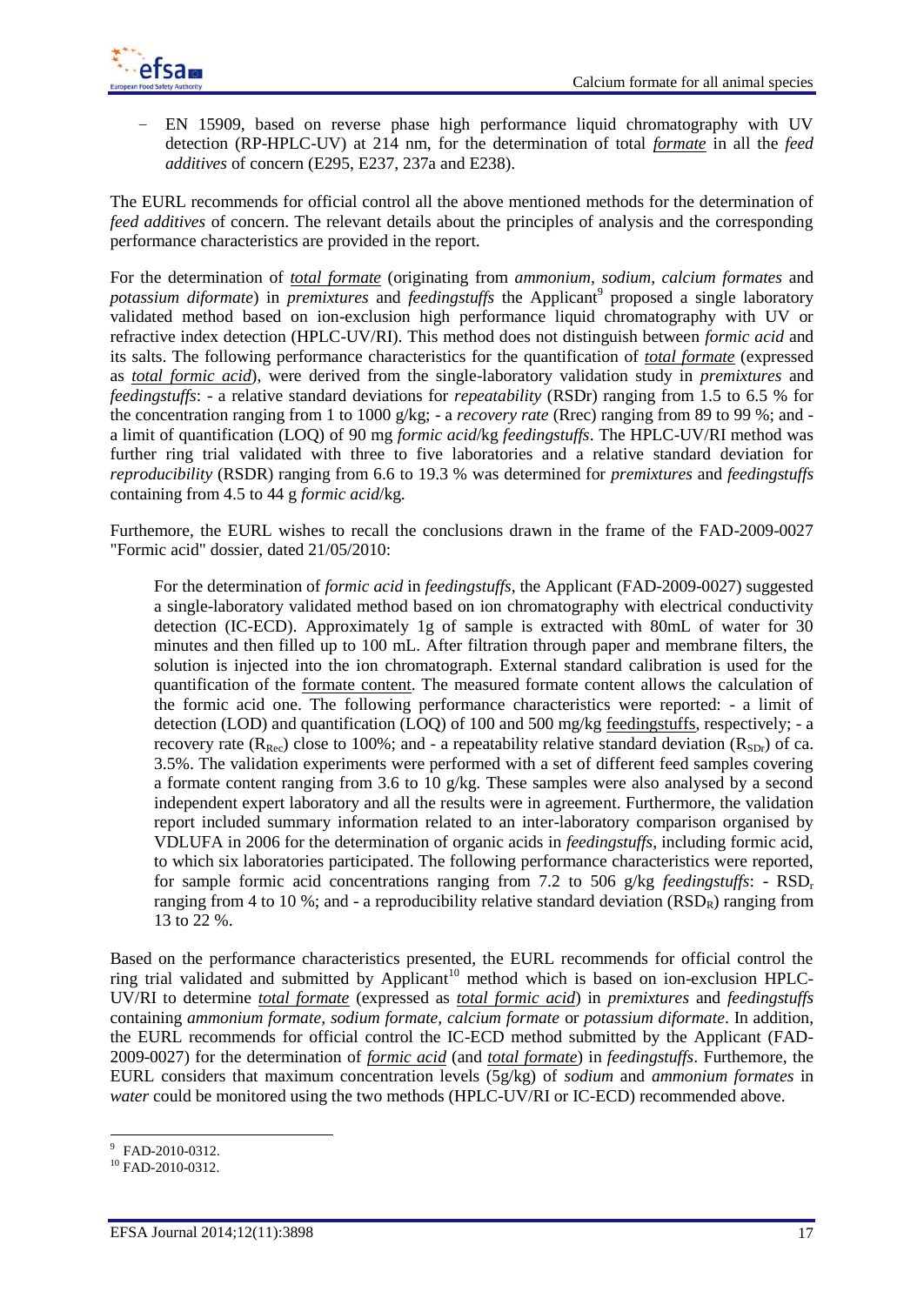- EN 15909, based on reverse phase high performance liquid chromatography with UV detection (RP-HPLC-UV) at 214 nm, for the determination of total *formate* in all the *feed additives* of concern (E295, E237, 237a and E238).

The EURL recommends for official control all the above mentioned methods for the determination of *feed additives* of concern. The relevant details about the principles of analysis and the corresponding performance characteristics are provided in the report.

For the determination of ***total formate*** (originating from *ammonium, sodium, calcium formates* and *potassium diformate*) in *premixtures* and *feedingstuffs* the Applicant[9] proposed a single laboratory validated method based on ion-exclusion high performance liquid chromatography with UV or refractive index detection (HPLC-UV/RI). This method does not distinguish between *formic acid* and its salts. The following performance characteristics for the quantification of *total formate* (expressed as *total formic acid*), were derived from the single-laboratory validation study in *premixtures* and *feedingstuffs*: - a relative standard deviations for *repeatability* (RSDr) ranging from 1.5 to 6.5 % for the concentration ranging from 1 to 1000 g/kg; - a *recovery rate* (Rrec) ranging from 89 to 99 %; and - a limit of quantification (LOQ) of 90 mg *formic acid*/kg *feedingstuffs*. The HPLC-UV/RI method was further ring trial validated with three to five laboratories and a relative standard deviation for *reproducibility* (RSDR) ranging from 6.6 to 19.3 % was determined for *premixtures* and *feedingstuffs* containing from 4.5 to 44 g *formic acid*/kg.

Furthemore, the EURL wishes to recall the conclusions drawn in the frame of the FAD-2009-0027 "Formic acid" dossier, dated 21/05/2010:

> For the determination of *formic acid* in *feedingstuffs*, the Applicant (FAD-2009-0027) suggested a single-laboratory validated method based on ion chromatography with electrical conductivity detection (IC-ECD). Approximately 1g of sample is extracted with 80mL of water for 30 minutes and then filled up to 100 mL. After filtration through paper and membrane filters, the solution is injected into the ion chromatograph. External standard calibration is used for the quantification of the formate content. The measured formate content allows the calculation of the formic acid one. The following performance characteristics were reported: - a limit of detection (LOD) and quantification (LOQ) of 100 and 500 mg/kg feedingstuffs, respectively; - a recovery rate ($R_{Rec}$) close to 100%; and - a repeatability relative standard deviation ($R_{SDr}$) of ca. 3.5%. The validation experiments were performed with a set of different feed samples covering a formate content ranging from 3.6 to 10 g/kg. These samples were also analysed by a second independent expert laboratory and all the results were in agreement. Furthermore, the validation report included summary information related to an inter-laboratory comparison organised by VDLUFA in 2006 for the determination of organic acids in *feedingstuffs*, including formic acid, to which six laboratories participated. The following performance characteristics were reported, for sample formic acid concentrations ranging from 7.2 to 506 g/kg *feedingstuffs*: - $RSD_r$ ranging from 4 to 10 %; and - a reproducibility relative standard deviation ($RSD_R$) ranging from 13 to 22 %.

Based on the performance characteristics presented, the EURL recommends for official control the ring trial validated and submitted by Applicant[10] method which is based on ion-exclusion HPLC-UV/RI to determine *total formate* (expressed as *total formic acid*) in *premixtures* and *feedingstuffs* containing *ammonium formate, sodium formate, calcium formate* or *potassium diformate*. In addition, the EURL recommends for official control the IC-ECD method submitted by the Applicant (FAD-2009-0027) for the determination of *formic acid* (and *total formate*) in *feedingstuffs*. Furthermore, the EURL considers that maximum concentration levels (5g/kg) of *sodium* and *ammonium formates* in *water* could be monitored using the two methods (HPLC-UV/RI or IC-ECD) recommended above.

---

[9] FAD-2010-0312.

[10] FAD-2010-0312.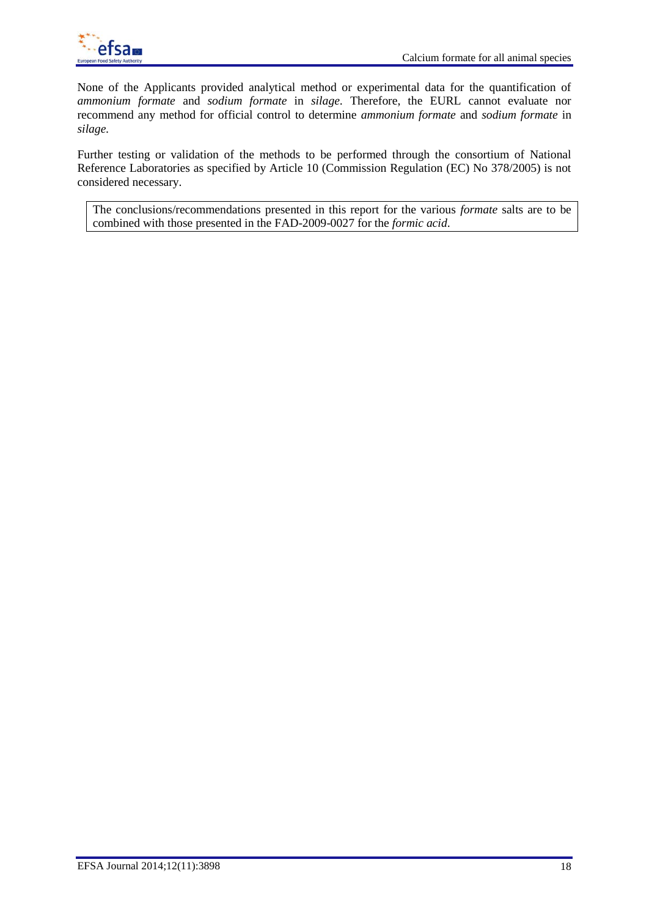None of the Applicants provided analytical method or experimental data for the quantification of *ammonium formate* and *sodium formate* in *silage*. Therefore, the EURL cannot evaluate nor recommend any method for official control to determine *ammonium formate* and *sodium formate* in *silage*.

Further testing or validation of the methods to be performed through the consortium of National Reference Laboratories as specified by Article 10 (Commission Regulation (EC) No 378/2005) is not considered necessary.

> The conclusions/recommendations presented in this report for the various *formate* salts are to be combined with those presented in the FAD-2009-0027 for the *formic acid*.